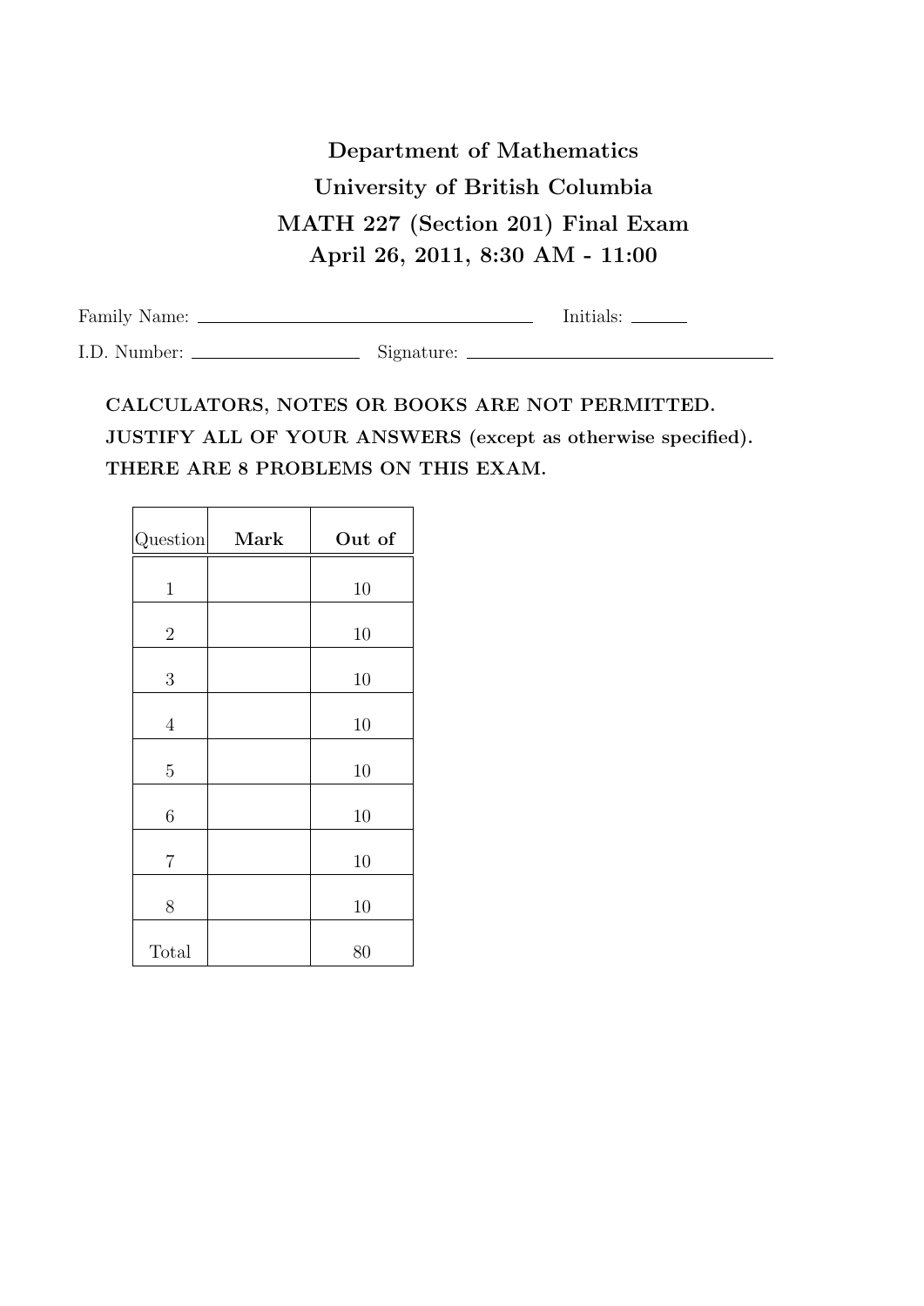**Department of Mathematics**

**University of British Columbia**

**MATH 227 (Section 201) Final Exam**

**April 26, 2011, 8:30 AM - 11:00**

Family Name: ______________________ Initials: ______

I.D. Number: ______________ Signature: ______________________

**CALCULATORS, NOTES OR BOOKS ARE NOT PERMITTED.**

**JUSTIFY ALL OF YOUR ANSWERS (except as otherwise specified).**

**THERE ARE 8 PROBLEMS ON THIS EXAM.**

| Question | **Mark** | **Out of** |
|---|---|---|
| 1 | | 10 |
| 2 | | 10 |
| 3 | | 10 |
| 4 | | 10 |
| 5 | | 10 |
| 6 | | 10 |
| 7 | | 10 |
| 8 | | 10 |
| Total | | 80 |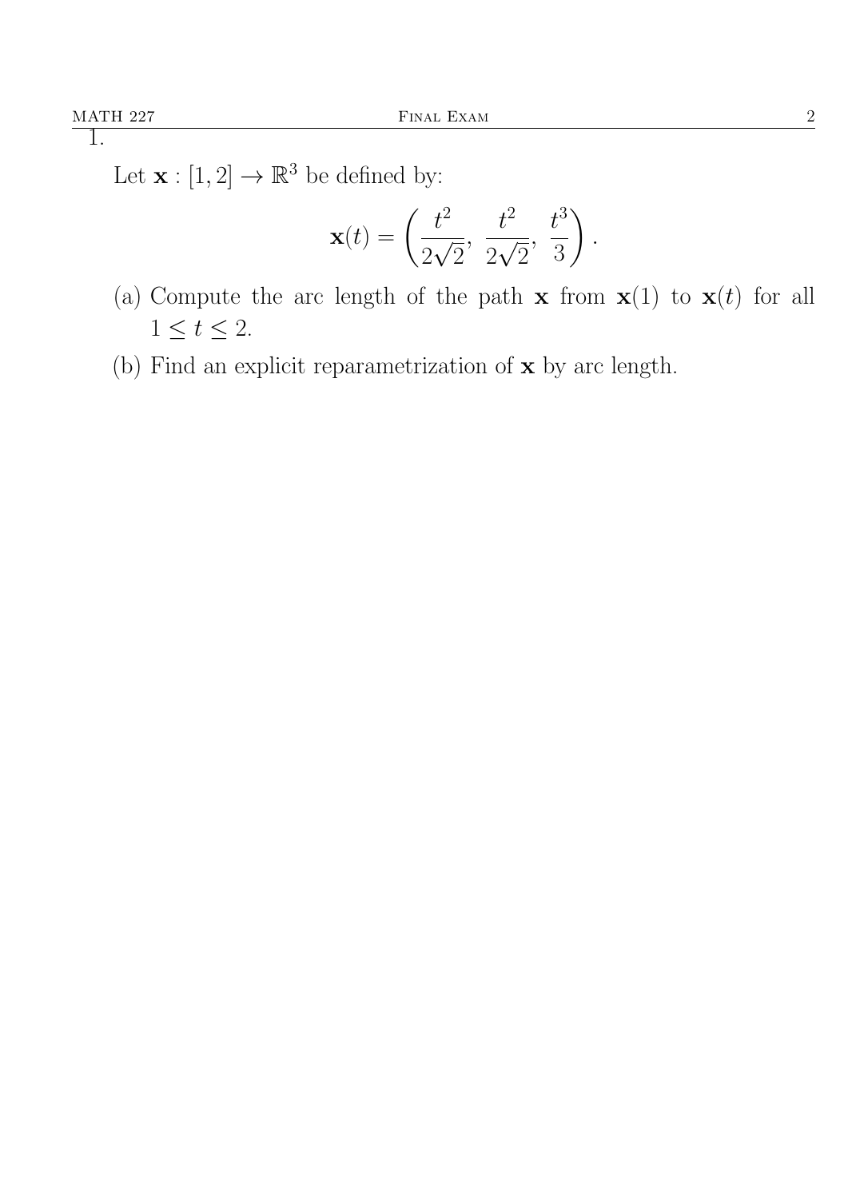1.

Let $\mathbf{x} : [1, 2] \to \mathbb{R}^3$ be defined by:

$$\mathbf{x}(t) = \left( \frac{t^2}{2\sqrt{2}},\ \frac{t^2}{2\sqrt{2}},\ \frac{t^3}{3} \right).$$

(a) Compute the arc length of the path $\mathbf{x}$ from $\mathbf{x}(1)$ to $\mathbf{x}(t)$ for all $1 \leq t \leq 2$.

(b) Find an explicit reparametrization of $\mathbf{x}$ by arc length.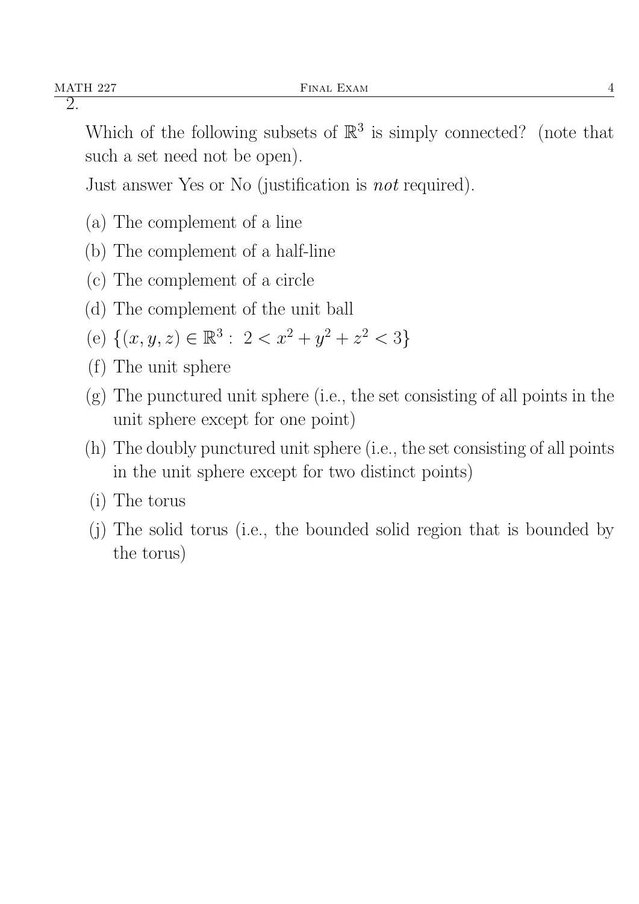2.

Which of the following subsets of $\mathbb{R}^3$ is simply connected? (note that such a set need not be open).

Just answer Yes or No (justification is *not* required).

(a) The complement of a line

(b) The complement of a half-line

(c) The complement of a circle

(d) The complement of the unit ball

(e) $\{(x, y, z) \in \mathbb{R}^3 : \ 2 < x^2 + y^2 + z^2 < 3\}$

(f) The unit sphere

(g) The punctured unit sphere (i.e., the set consisting of all points in the unit sphere except for one point)

(h) The doubly punctured unit sphere (i.e., the set consisting of all points in the unit sphere except for two distinct points)

(i) The torus

(j) The solid torus (i.e., the bounded solid region that is bounded by the torus)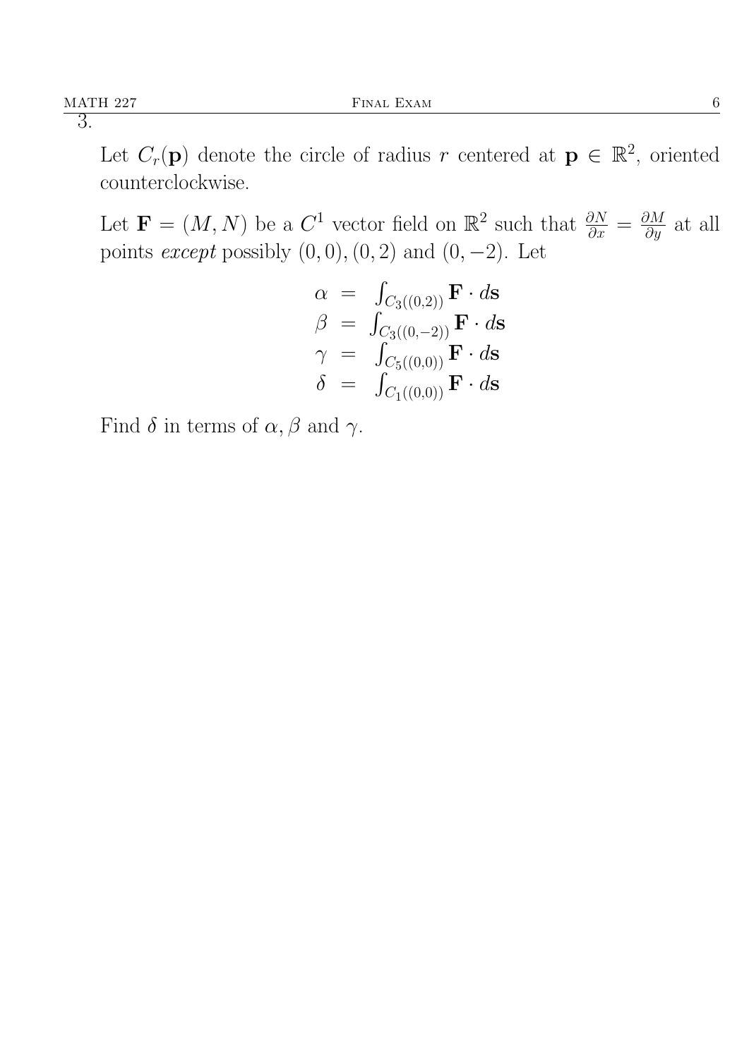3.

Let $C_r(\mathbf{p})$ denote the circle of radius $r$ centered at $\mathbf{p} \in \mathbb{R}^2$, oriented counterclockwise.

Let $\mathbf{F} = (M, N)$ be a $C^1$ vector field on $\mathbb{R}^2$ such that $\frac{\partial N}{\partial x} = \frac{\partial M}{\partial y}$ at all points *except* possibly $(0, 0), (0, 2)$ and $(0, -2)$. Let

$$
\begin{aligned}
\alpha &= \int_{C_3((0,2))} \mathbf{F} \cdot d\mathbf{s} \\
\beta &= \int_{C_3((0,-2))} \mathbf{F} \cdot d\mathbf{s} \\
\gamma &= \int_{C_5((0,0))} \mathbf{F} \cdot d\mathbf{s} \\
\delta &= \int_{C_1((0,0))} \mathbf{F} \cdot d\mathbf{s}
\end{aligned}
$$

Find $\delta$ in terms of $\alpha, \beta$ and $\gamma$.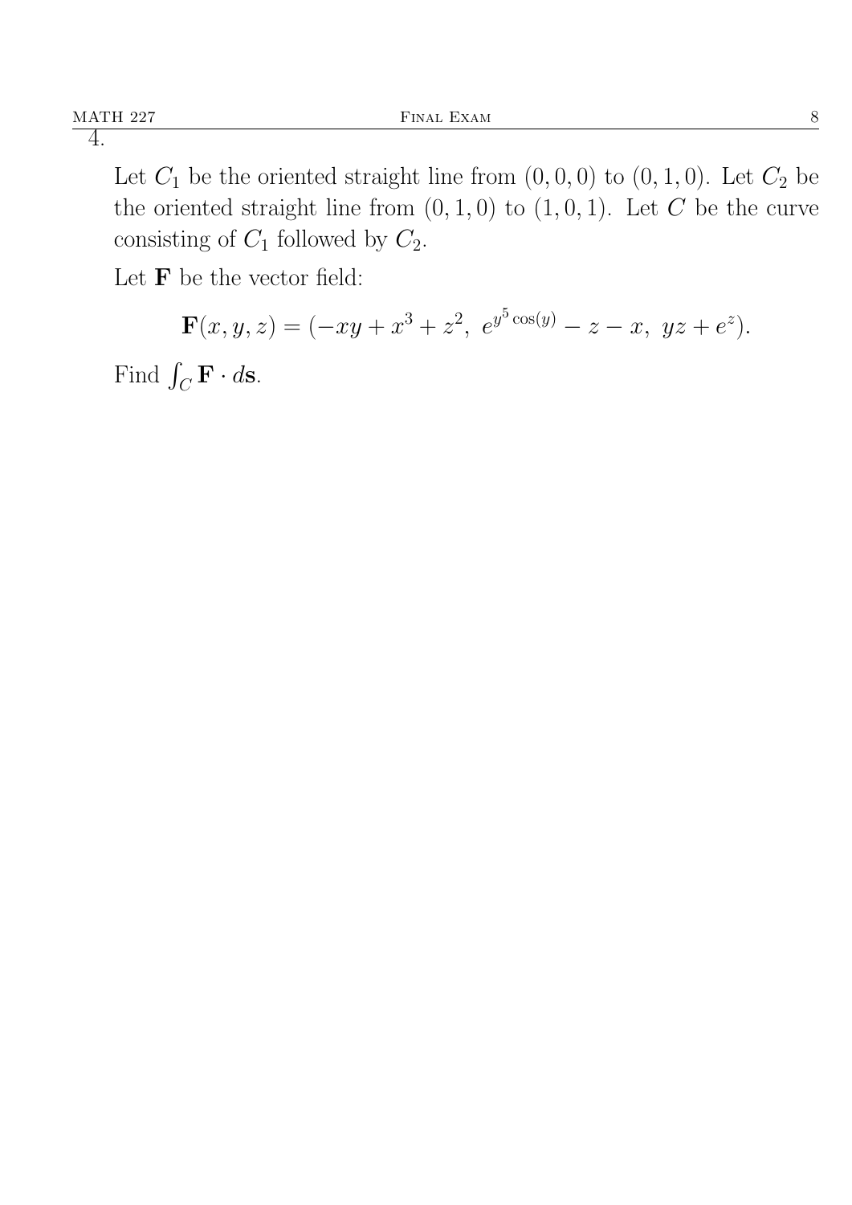4.

Let $C_1$ be the oriented straight line from $(0, 0, 0)$ to $(0, 1, 0)$. Let $C_2$ be the oriented straight line from $(0, 1, 0)$ to $(1, 0, 1)$. Let $C$ be the curve consisting of $C_1$ followed by $C_2$.

Let $\mathbf{F}$ be the vector field:

$$\mathbf{F}(x, y, z) = (-xy + x^3 + z^2,\ e^{y^5 \cos(y)} - z - x,\ yz + e^z).$$

Find $\int_C \mathbf{F} \cdot d\mathbf{s}$.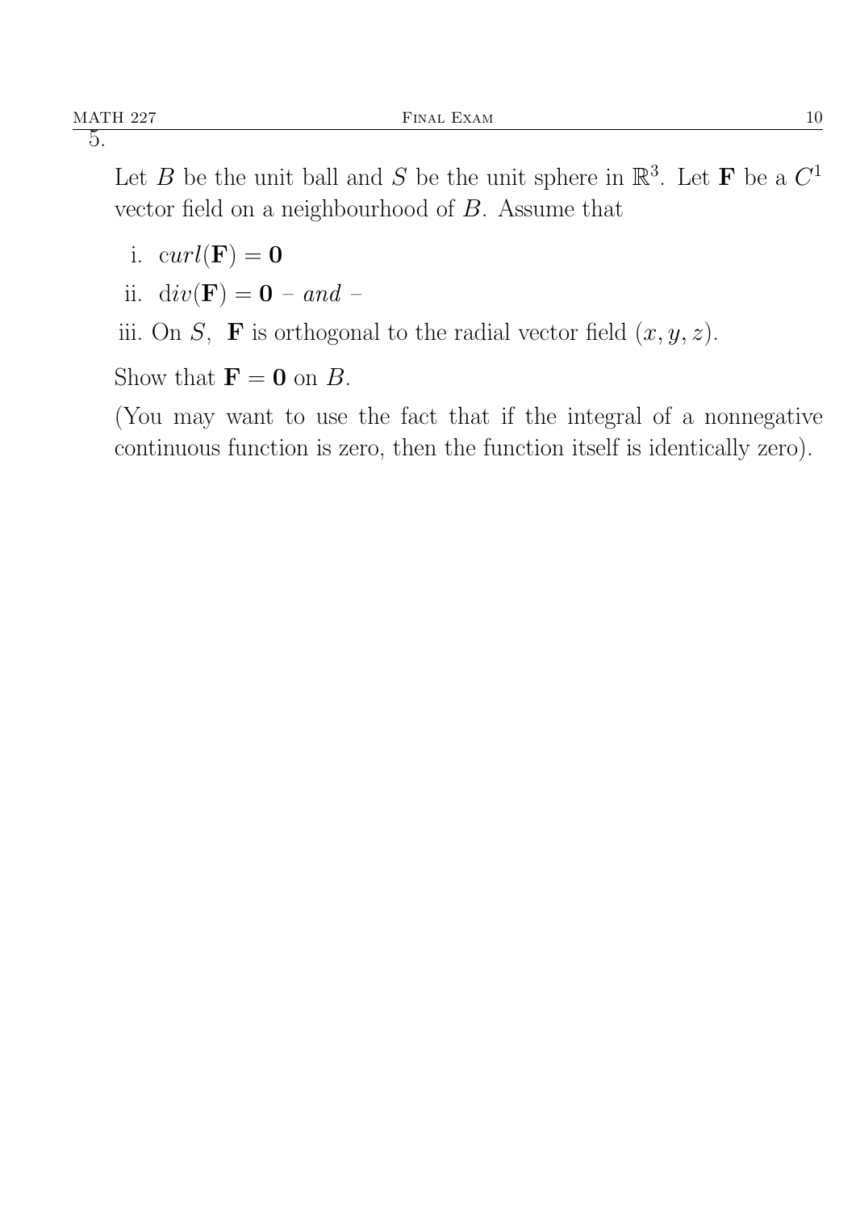5.

Let $B$ be the unit ball and $S$ be the unit sphere in $\mathbb{R}^3$. Let $\mathbf{F}$ be a $C^1$ vector field on a neighbourhood of $B$. Assume that

i. $curl(\mathbf{F}) = \mathbf{0}$

ii. $div(\mathbf{F}) = \mathbf{0}$ – *and* –

iii. On $S$, $\mathbf{F}$ is orthogonal to the radial vector field $(x, y, z)$.

Show that $\mathbf{F} = \mathbf{0}$ on $B$.

(You may want to use the fact that if the integral of a nonnegative continuous function is zero, then the function itself is identically zero).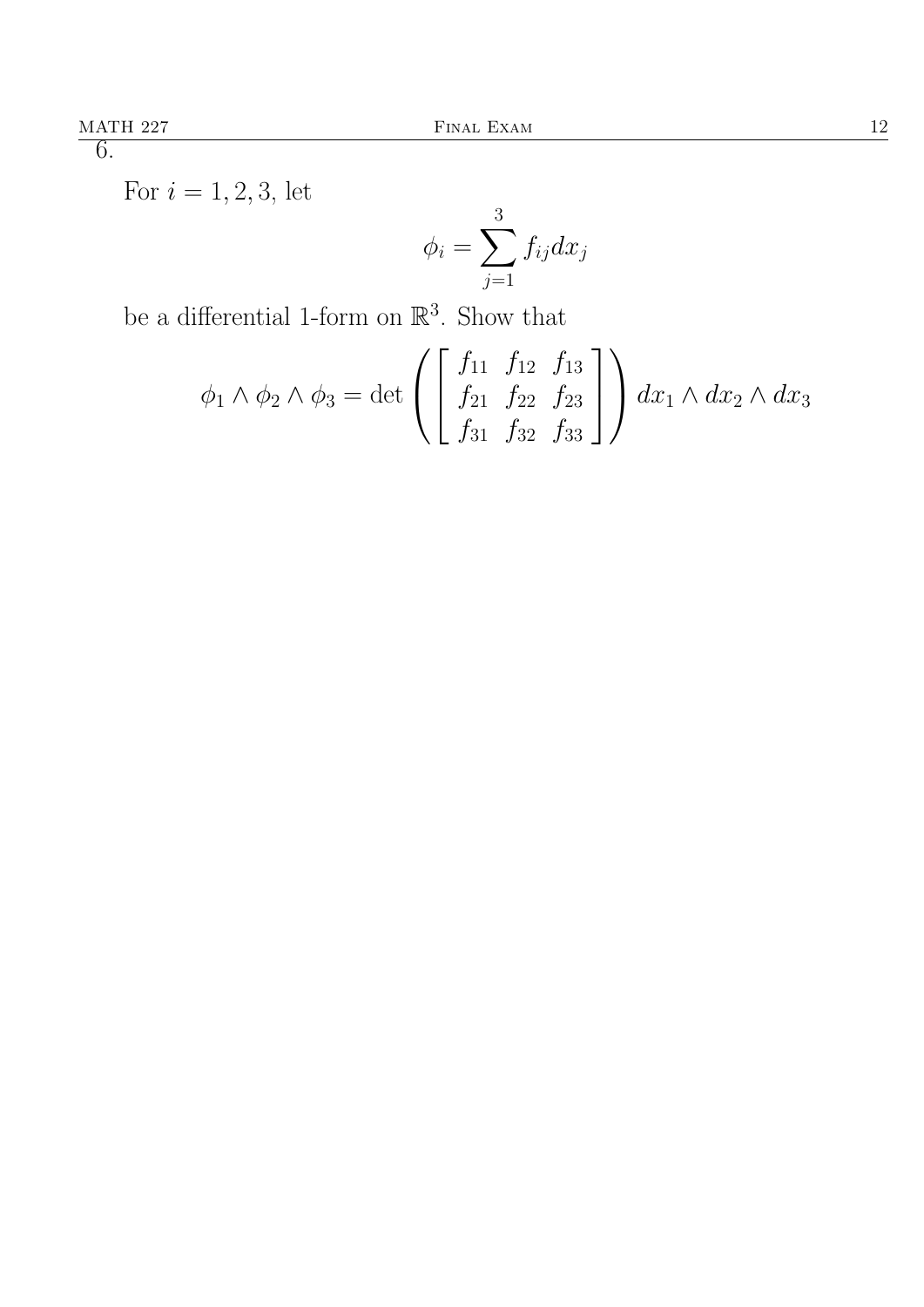6.

For $i = 1, 2, 3$, let

$$\phi_i = \sum_{j=1}^{3} f_{ij} dx_j$$

be a differential 1-form on $\mathbb{R}^3$. Show that

$$\phi_1 \wedge \phi_2 \wedge \phi_3 = \det \left( \begin{bmatrix} f_{11} & f_{12} & f_{13} \\ f_{21} & f_{22} & f_{23} \\ f_{31} & f_{32} & f_{33} \end{bmatrix} \right) dx_1 \wedge dx_2 \wedge dx_3$$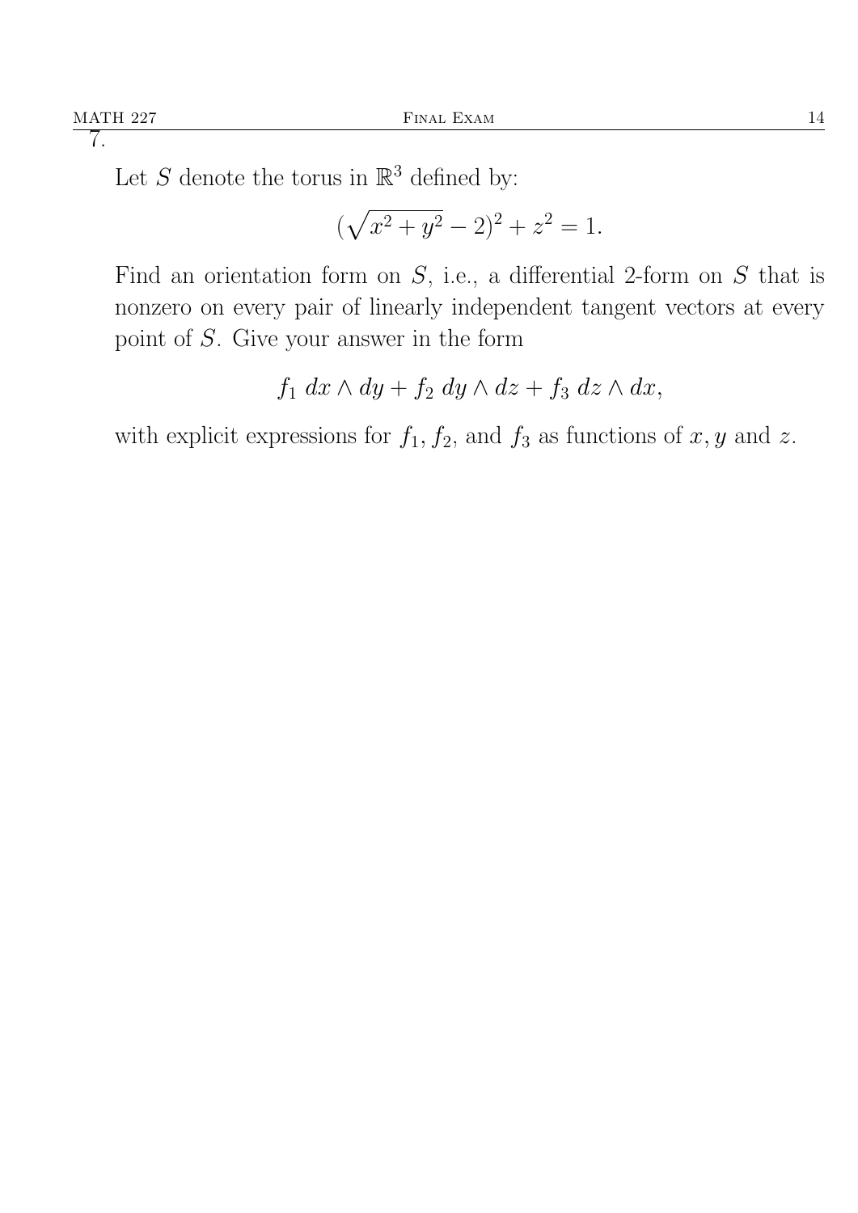7.

Let $S$ denote the torus in $\mathbb{R}^3$ defined by:

$$(\sqrt{x^2 + y^2} - 2)^2 + z^2 = 1.$$

Find an orientation form on $S$, i.e., a differential 2-form on $S$ that is nonzero on every pair of linearly independent tangent vectors at every point of $S$. Give your answer in the form

$$f_1 \, dx \wedge dy + f_2 \, dy \wedge dz + f_3 \, dz \wedge dx,$$

with explicit expressions for $f_1$, $f_2$, and $f_3$ as functions of $x, y$ and $z$.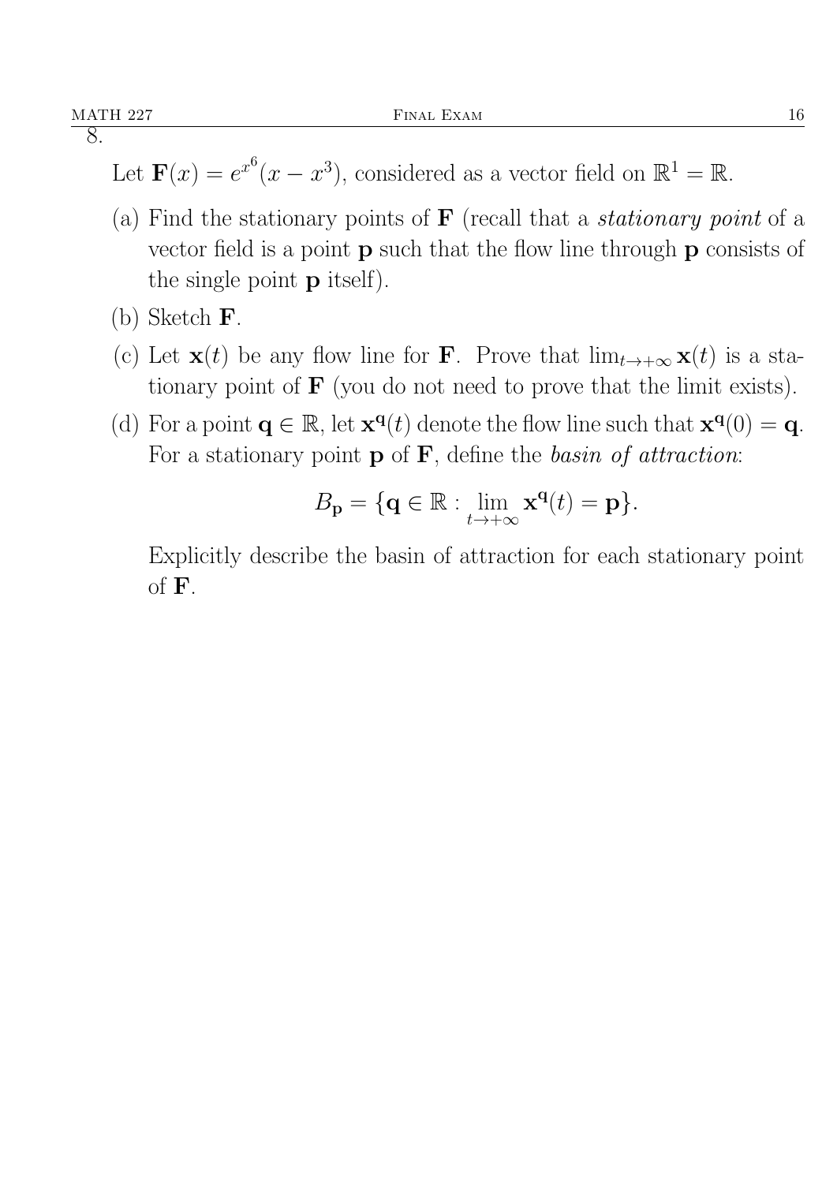8.

Let $\mathbf{F}(x) = e^{x^6}(x - x^3)$, considered as a vector field on $\mathbb{R}^1 = \mathbb{R}$.

(a) Find the stationary points of $\mathbf{F}$ (recall that a *stationary point* of a vector field is a point $\mathbf{p}$ such that the flow line through $\mathbf{p}$ consists of the single point $\mathbf{p}$ itself).

(b) Sketch $\mathbf{F}$.

(c) Let $\mathbf{x}(t)$ be any flow line for $\mathbf{F}$. Prove that $\lim_{t \to +\infty} \mathbf{x}(t)$ is a stationary point of $\mathbf{F}$ (you do not need to prove that the limit exists).

(d) For a point $\mathbf{q} \in \mathbb{R}$, let $\mathbf{x}^{\mathbf{q}}(t)$ denote the flow line such that $\mathbf{x}^{\mathbf{q}}(0) = \mathbf{q}$. For a stationary point $\mathbf{p}$ of $\mathbf{F}$, define the *basin of attraction*:

$$B_{\mathbf{p}} = \{\mathbf{q} \in \mathbb{R} : \lim_{t \to +\infty} \mathbf{x}^{\mathbf{q}}(t) = \mathbf{p}\}.$$

Explicitly describe the basin of attraction for each stationary point of $\mathbf{F}$.